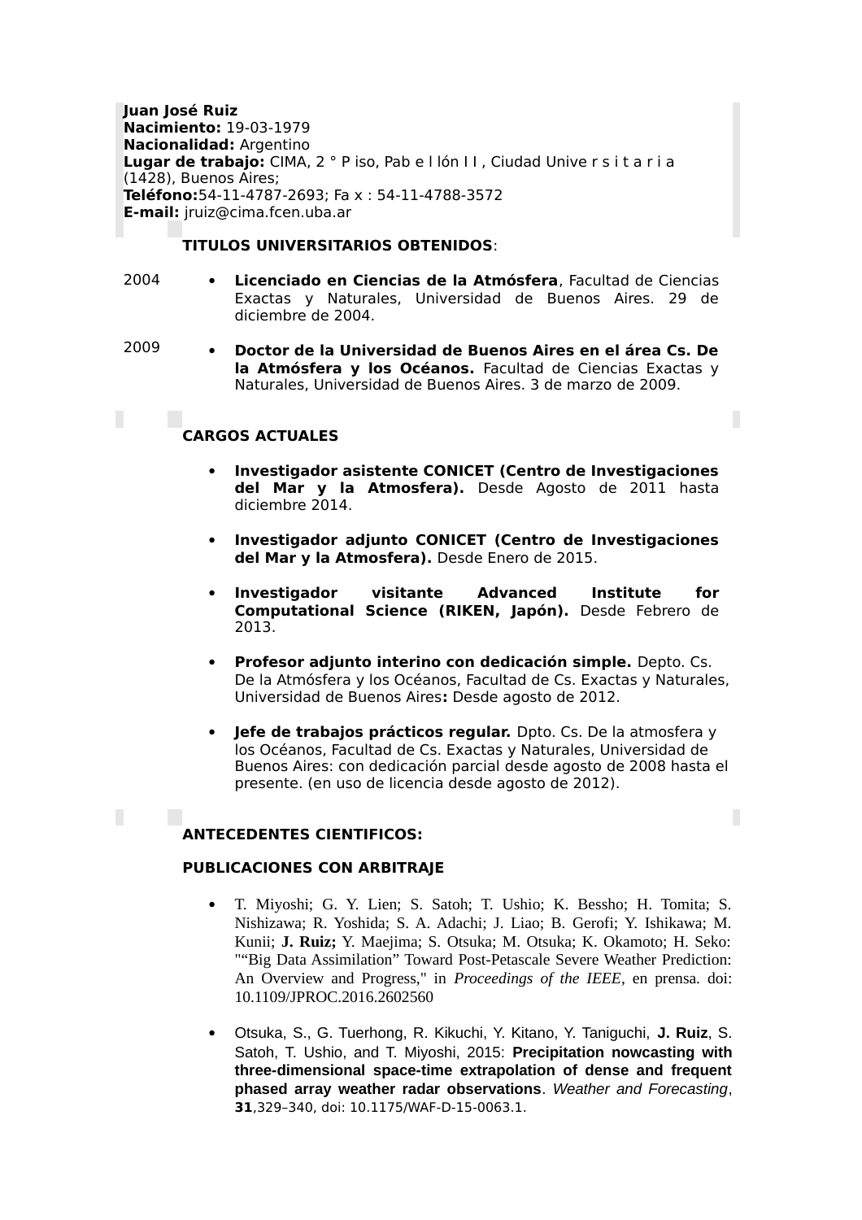**Juan José Ruiz**
**Nacimiento:** 19-03-1979
**Nacionalidad:** Argentino
**Lugar de trabajo:** CIMA, 2 ° P iso, Pab e l lón I I , Ciudad Unive r s i t a r i a (1428), Buenos Aires;
**Teléfono:**54-11-4787-2693; Fa x : 54-11-4788-3572
**E-mail:** jruiz@cima.fcen.uba.ar

## TITULOS UNIVERSITARIOS OBTENIDOS:

2004
- **Licenciado en Ciencias de la Atmósfera**, Facultad de Ciencias Exactas y Naturales, Universidad de Buenos Aires. 29 de diciembre de 2004.

2009
- **Doctor de la Universidad de Buenos Aires en el área Cs. De la Atmósfera y los Océanos.** Facultad de Ciencias Exactas y Naturales, Universidad de Buenos Aires. 3 de marzo de 2009.

## CARGOS ACTUALES

- **Investigador asistente CONICET (Centro de Investigaciones del Mar y la Atmosfera).** Desde Agosto de 2011 hasta diciembre 2014.
- **Investigador adjunto CONICET (Centro de Investigaciones del Mar y la Atmosfera).** Desde Enero de 2015.
- **Investigador visitante Advanced Institute for Computational Science (RIKEN, Japón).** Desde Febrero de 2013.
- **Profesor adjunto interino con dedicación simple.** Depto. Cs. De la Atmósfera y los Océanos, Facultad de Cs. Exactas y Naturales, Universidad de Buenos Aires**:** Desde agosto de 2012.
- **Jefe de trabajos prácticos regular.** Dpto. Cs. De la atmosfera y los Océanos, Facultad de Cs. Exactas y Naturales, Universidad de Buenos Aires: con dedicación parcial desde agosto de 2008 hasta el presente. (en uso de licencia desde agosto de 2012).

## ANTECEDENTES CIENTIFICOS:

### PUBLICACIONES CON ARBITRAJE

- T. Miyoshi; G. Y. Lien; S. Satoh; T. Ushio; K. Bessho; H. Tomita; S. Nishizawa; R. Yoshida; S. A. Adachi; J. Liao; B. Gerofi; Y. Ishikawa; M. Kunii; **J. Ruiz;** Y. Maejima; S. Otsuka; M. Otsuka; K. Okamoto; H. Seko: "“Big Data Assimilation” Toward Post-Petascale Severe Weather Prediction: An Overview and Progress," in *Proceedings of the IEEE*, en prensa. doi: 10.1109/JPROC.2016.2602560
- Otsuka, S., G. Tuerhong, R. Kikuchi, Y. Kitano, Y. Taniguchi, **J. Ruiz**, S. Satoh, T. Ushio, and T. Miyoshi, 2015: **Precipitation nowcasting with three-dimensional space-time extrapolation of dense and frequent phased array weather radar observations**. *Weather and Forecasting*, **31**,329–340, doi: 10.1175/WAF-D-15-0063.1.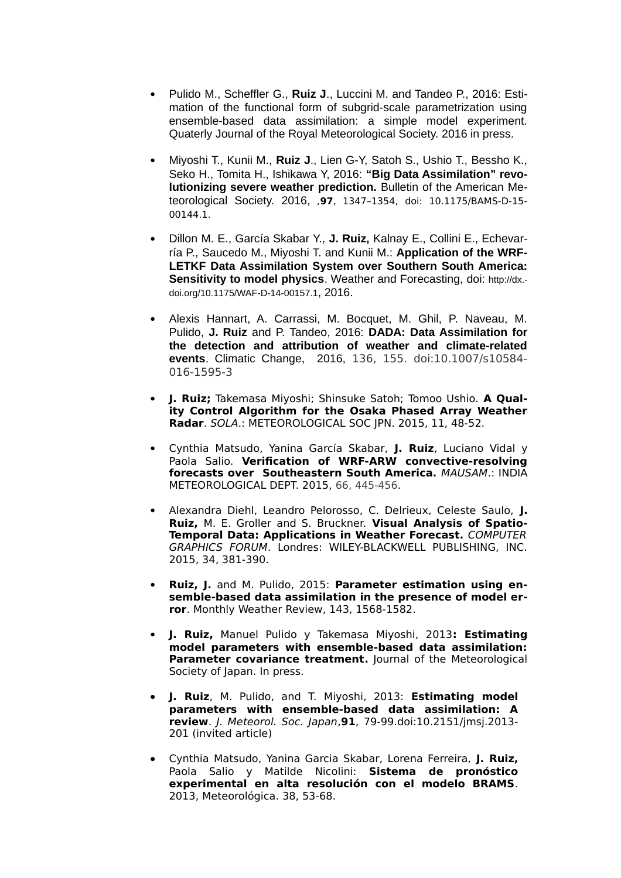- Pulido M., Scheffler G., **Ruiz J**., Luccini M. and Tandeo P., 2016: Estimation of the functional form of subgrid-scale parametrization using ensemble-based data assimilation: a simple model experiment. Quaterly Journal of the Royal Meteorological Society. 2016 in press.

- Miyoshi T., Kunii M., **Ruiz J**., Lien G-Y, Satoh S., Ushio T., Bessho K., Seko H., Tomita H., Ishikawa Y, 2016: **"Big Data Assimilation" revolutionizing severe weather prediction.** Bulletin of the American Meteorological Society. 2016, ,**97**, 1347–1354, doi: 10.1175/BAMS-D-15-00144.1.

- Dillon M. E., García Skabar Y., **J. Ruiz,** Kalnay E., Collini E., Echevarría P., Saucedo M., Miyoshi T. and Kunii M.: **Application of the WRF-LETKF Data Assimilation System over Southern South America: Sensitivity to model physics**. Weather and Forecasting, doi: http://dx.doi.org/10.1175/WAF-D-14-00157.1, 2016.

- Alexis Hannart, A. Carrassi, M. Bocquet, M. Ghil, P. Naveau, M. Pulido, **J. Ruiz** and P. Tandeo, 2016: **DADA: Data Assimilation for the detection and attribution of weather and climate-related events**. Climatic Change, 2016, 136, 155. doi:10.1007/s10584-016-1595-3

- **J. Ruiz;** Takemasa Miyoshi; Shinsuke Satoh; Tomoo Ushio. **A Quality Control Algorithm for the Osaka Phased Array Weather Radar**. *SOLA*.: METEOROLOGICAL SOC JPN. 2015, 11, 48-52.

- Cynthia Matsudo, Yanina García Skabar, **J. Ruiz**, Luciano Vidal y Paola Salio. **Verification of WRF-ARW convective-resolving forecasts over Southeastern South America.** *MAUSAM*.: INDIA METEOROLOGICAL DEPT. 2015, 66, 445-456.

- Alexandra Diehl, Leandro Pelorosso, C. Delrieux, Celeste Saulo, **J. Ruiz,** M. E. Groller and S. Bruckner. **Visual Analysis of Spatio-Temporal Data: Applications in Weather Forecast.** *COMPUTER GRAPHICS FORUM*. Londres: WILEY-BLACKWELL PUBLISHING, INC. 2015, 34, 381-390.

- **Ruiz, J.** and M. Pulido, 2015: **Parameter estimation using ensemble-based data assimilation in the presence of model error**. Monthly Weather Review, 143, 1568-1582.

- **J. Ruiz,** Manuel Pulido y Takemasa Miyoshi, 2013**: Estimating model parameters with ensemble-based data assimilation: Parameter covariance treatment.** Journal of the Meteorological Society of Japan. In press.

- **J. Ruiz**, M. Pulido, and T. Miyoshi, 2013: **Estimating model parameters with ensemble-based data assimilation: A review**. *J. Meteorol. Soc. Japan*,**91**, 79-99.doi:10.2151/jmsj.2013-201 (invited article)

- Cynthia Matsudo, Yanina Garcia Skabar, Lorena Ferreira, **J. Ruiz,** Paola Salio y Matilde Nicolini: **Sistema de pronóstico experimental en alta resolución con el modelo BRAMS**. 2013, Meteorológica. 38, 53-68.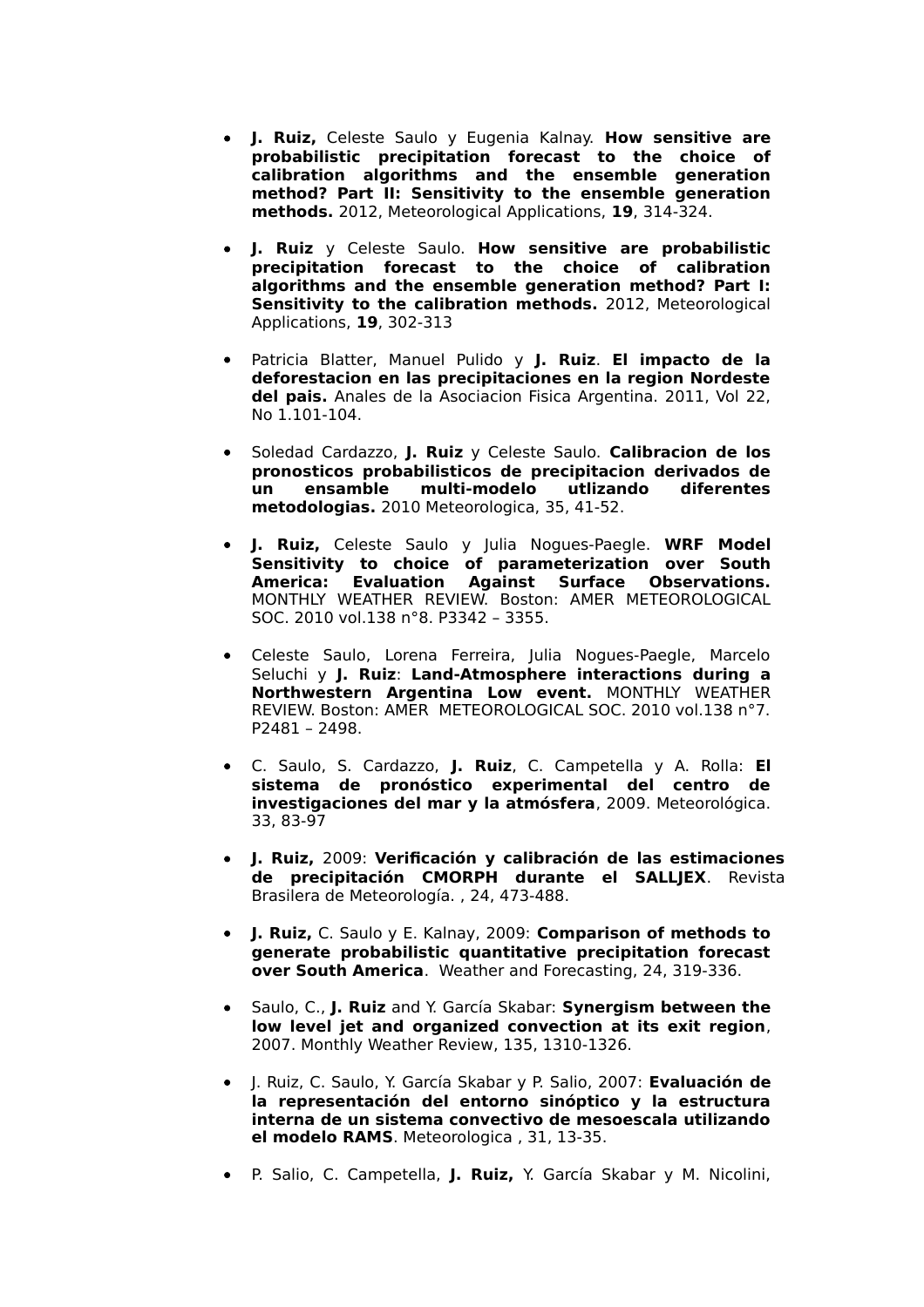- **J. Ruiz,** Celeste Saulo y Eugenia Kalnay. **How sensitive are probabilistic precipitation forecast to the choice of calibration algorithms and the ensemble generation method? Part II: Sensitivity to the ensemble generation methods.** 2012, Meteorological Applications, **19**, 314-324.

- **J. Ruiz** y Celeste Saulo. **How sensitive are probabilistic precipitation forecast to the choice of calibration algorithms and the ensemble generation method? Part I: Sensitivity to the calibration methods.** 2012, Meteorological Applications, **19**, 302-313

- Patricia Blatter, Manuel Pulido y **J. Ruiz**. **El impacto de la deforestacion en las precipitaciones en la region Nordeste del pais.** Anales de la Asociacion Fisica Argentina. 2011, Vol 22, No 1.101-104.

- Soledad Cardazzo, **J. Ruiz** y Celeste Saulo. **Calibracion de los pronosticos probabilisticos de precipitacion derivados de un ensamble multi-modelo utlizando diferentes metodologias.** 2010 Meteorologica, 35, 41-52.

- **J. Ruiz,** Celeste Saulo y Julia Nogues-Paegle. **WRF Model Sensitivity to choice of parameterization over South America: Evaluation Against Surface Observations.** MONTHLY WEATHER REVIEW. Boston: AMER METEOROLOGICAL SOC. 2010 vol.138 n°8. P3342 – 3355.

- Celeste Saulo, Lorena Ferreira, Julia Nogues-Paegle, Marcelo Seluchi y **J. Ruiz**: **Land-Atmosphere interactions during a Northwestern Argentina Low event.** MONTHLY WEATHER REVIEW. Boston: AMER METEOROLOGICAL SOC. 2010 vol.138 n°7. P2481 – 2498.

- C. Saulo, S. Cardazzo, **J. Ruiz**, C. Campetella y A. Rolla: **El sistema de pronóstico experimental del centro de investigaciones del mar y la atmósfera**, 2009. Meteorológica. 33, 83-97

- **J. Ruiz,** 2009: **Verificación y calibración de las estimaciones de precipitación CMORPH durante el SALLJEX**. Revista Brasilera de Meteorología. , 24, 473-488.

- **J. Ruiz,** C. Saulo y E. Kalnay, 2009: **Comparison of methods to generate probabilistic quantitative precipitation forecast over South America**. Weather and Forecasting, 24, 319-336.

- Saulo, C., **J. Ruiz** and Y. García Skabar: **Synergism between the low level jet and organized convection at its exit region**, 2007. Monthly Weather Review, 135, 1310-1326.

- J. Ruiz, C. Saulo, Y. García Skabar y P. Salio, 2007: **Evaluación de la representación del entorno sinóptico y la estructura interna de un sistema convectivo de mesoescala utilizando el modelo RAMS**. Meteorologica , 31, 13-35.

- P. Salio, C. Campetella, **J. Ruiz,** Y. García Skabar y M. Nicolini,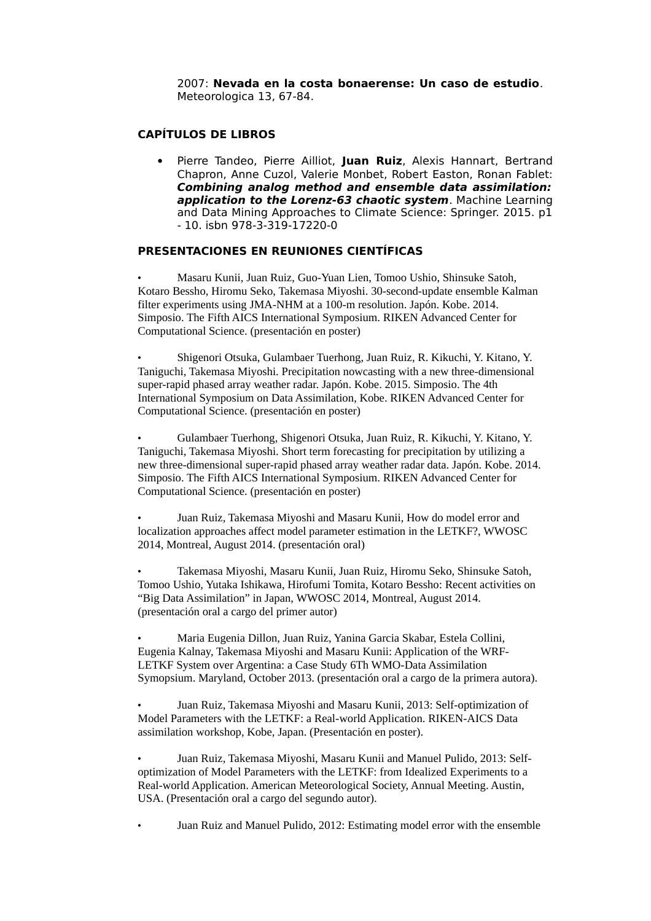2007: **Nevada en la costa bonaerense: Un caso de estudio**. Meteorologica 13, 67-84.

## CAPÍTULOS DE LIBROS

- Pierre Tandeo, Pierre Ailliot, **Juan Ruiz**, Alexis Hannart, Bertrand Chapron, Anne Cuzol, Valerie Monbet, Robert Easton, Ronan Fablet: ***Combining analog method and ensemble data assimilation: application to the Lorenz-63 chaotic system***. Machine Learning and Data Mining Approaches to Climate Science: Springer. 2015. p1 - 10. isbn 978-3-319-17220-0

## PRESENTACIONES EN REUNIONES CIENTÍFICAS

- Masaru Kunii, Juan Ruiz, Guo-Yuan Lien, Tomoo Ushio, Shinsuke Satoh, Kotaro Bessho, Hiromu Seko, Takemasa Miyoshi. 30-second-update ensemble Kalman filter experiments using JMA-NHM at a 100-m resolution. Japón. Kobe. 2014. Simposio. The Fifth AICS International Symposium. RIKEN Advanced Center for Computational Science. (presentación en poster)

- Shigenori Otsuka, Gulambaer Tuerhong, Juan Ruiz, R. Kikuchi, Y. Kitano, Y. Taniguchi, Takemasa Miyoshi. Precipitation nowcasting with a new three-dimensional super-rapid phased array weather radar. Japón. Kobe. 2015. Simposio. The 4th International Symposium on Data Assimilation, Kobe. RIKEN Advanced Center for Computational Science. (presentación en poster)

- Gulambaer Tuerhong, Shigenori Otsuka, Juan Ruiz, R. Kikuchi, Y. Kitano, Y. Taniguchi, Takemasa Miyoshi. Short term forecasting for precipitation by utilizing a new three-dimensional super-rapid phased array weather radar data. Japón. Kobe. 2014. Simposio. The Fifth AICS International Symposium. RIKEN Advanced Center for Computational Science. (presentación en poster)

- Juan Ruiz, Takemasa Miyoshi and Masaru Kunii, How do model error and localization approaches affect model parameter estimation in the LETKF?, WWOSC 2014, Montreal, August 2014. (presentación oral)

- Takemasa Miyoshi, Masaru Kunii, Juan Ruiz, Hiromu Seko, Shinsuke Satoh, Tomoo Ushio, Yutaka Ishikawa, Hirofumi Tomita, Kotaro Bessho: Recent activities on “Big Data Assimilation” in Japan, WWOSC 2014, Montreal, August 2014. (presentación oral a cargo del primer autor)

- Maria Eugenia Dillon, Juan Ruiz, Yanina Garcia Skabar, Estela Collini, Eugenia Kalnay, Takemasa Miyoshi and Masaru Kunii: Application of the WRF-LETKF System over Argentina: a Case Study 6Th WMO-Data Assimilation Symopsium. Maryland, October 2013. (presentación oral a cargo de la primera autora).

- Juan Ruiz, Takemasa Miyoshi and Masaru Kunii, 2013: Self-optimization of Model Parameters with the LETKF: a Real-world Application. RIKEN-AICS Data assimilation workshop, Kobe, Japan. (Presentación en poster).

- Juan Ruiz, Takemasa Miyoshi, Masaru Kunii and Manuel Pulido, 2013: Self-optimization of Model Parameters with the LETKF: from Idealized Experiments to a Real-world Application. American Meteorological Society, Annual Meeting. Austin, USA. (Presentación oral a cargo del segundo autor).

- Juan Ruiz and Manuel Pulido, 2012: Estimating model error with the ensemble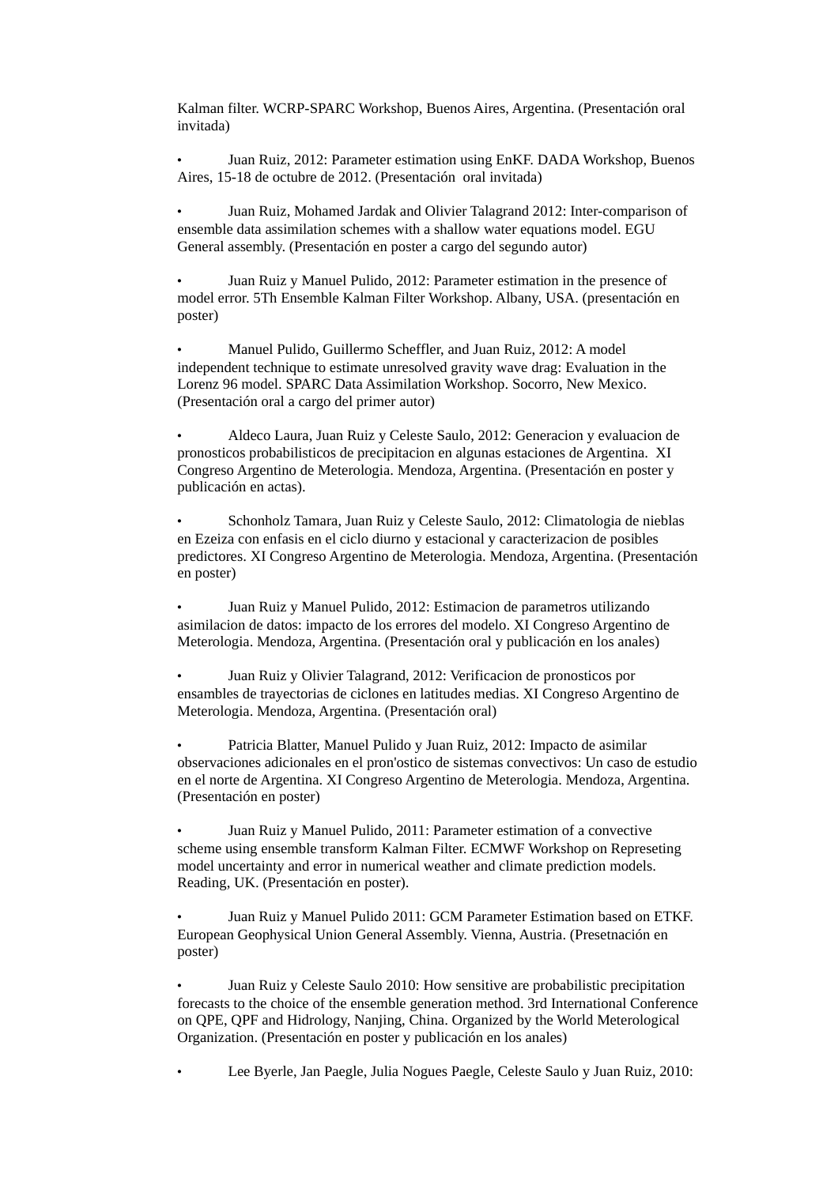Kalman filter. WCRP-SPARC Workshop, Buenos Aires, Argentina. (Presentación oral invitada)

- Juan Ruiz, 2012: Parameter estimation using EnKF. DADA Workshop, Buenos Aires, 15-18 de octubre de 2012. (Presentación oral invitada)

- Juan Ruiz, Mohamed Jardak and Olivier Talagrand 2012: Inter-comparison of ensemble data assimilation schemes with a shallow water equations model. EGU General assembly. (Presentación en poster a cargo del segundo autor)

- Juan Ruiz y Manuel Pulido, 2012: Parameter estimation in the presence of model error. 5Th Ensemble Kalman Filter Workshop. Albany, USA. (presentación en poster)

- Manuel Pulido, Guillermo Scheffler, and Juan Ruiz, 2012: A model independent technique to estimate unresolved gravity wave drag: Evaluation in the Lorenz 96 model. SPARC Data Assimilation Workshop. Socorro, New Mexico. (Presentación oral a cargo del primer autor)

- Aldeco Laura, Juan Ruiz y Celeste Saulo, 2012: Generacion y evaluacion de pronosticos probabilisticos de precipitacion en algunas estaciones de Argentina. XI Congreso Argentino de Meterologia. Mendoza, Argentina. (Presentación en poster y publicación en actas).

- Schonholz Tamara, Juan Ruiz y Celeste Saulo, 2012: Climatologia de nieblas en Ezeiza con enfasis en el ciclo diurno y estacional y caracterizacion de posibles predictores. XI Congreso Argentino de Meterologia. Mendoza, Argentina. (Presentación en poster)

- Juan Ruiz y Manuel Pulido, 2012: Estimacion de parametros utilizando asimilacion de datos: impacto de los errores del modelo. XI Congreso Argentino de Meterologia. Mendoza, Argentina. (Presentación oral y publicación en los anales)

- Juan Ruiz y Olivier Talagrand, 2012: Verificacion de pronosticos por ensambles de trayectorias de ciclones en latitudes medias. XI Congreso Argentino de Meterologia. Mendoza, Argentina. (Presentación oral)

- Patricia Blatter, Manuel Pulido y Juan Ruiz, 2012: Impacto de asimilar observaciones adicionales en el pron'ostico de sistemas convectivos: Un caso de estudio en el norte de Argentina. XI Congreso Argentino de Meterologia. Mendoza, Argentina. (Presentación en poster)

- Juan Ruiz y Manuel Pulido, 2011: Parameter estimation of a convective scheme using ensemble transform Kalman Filter. ECMWF Workshop on Represeting model uncertainty and error in numerical weather and climate prediction models. Reading, UK. (Presentación en poster).

- Juan Ruiz y Manuel Pulido 2011: GCM Parameter Estimation based on ETKF. European Geophysical Union General Assembly. Vienna, Austria. (Presetnación en poster)

- Juan Ruiz y Celeste Saulo 2010: How sensitive are probabilistic precipitation forecasts to the choice of the ensemble generation method. 3rd International Conference on QPE, QPF and Hidrology, Nanjing, China. Organized by the World Meterological Organization. (Presentación en poster y publicación en los anales)

- Lee Byerle, Jan Paegle, Julia Nogues Paegle, Celeste Saulo y Juan Ruiz, 2010: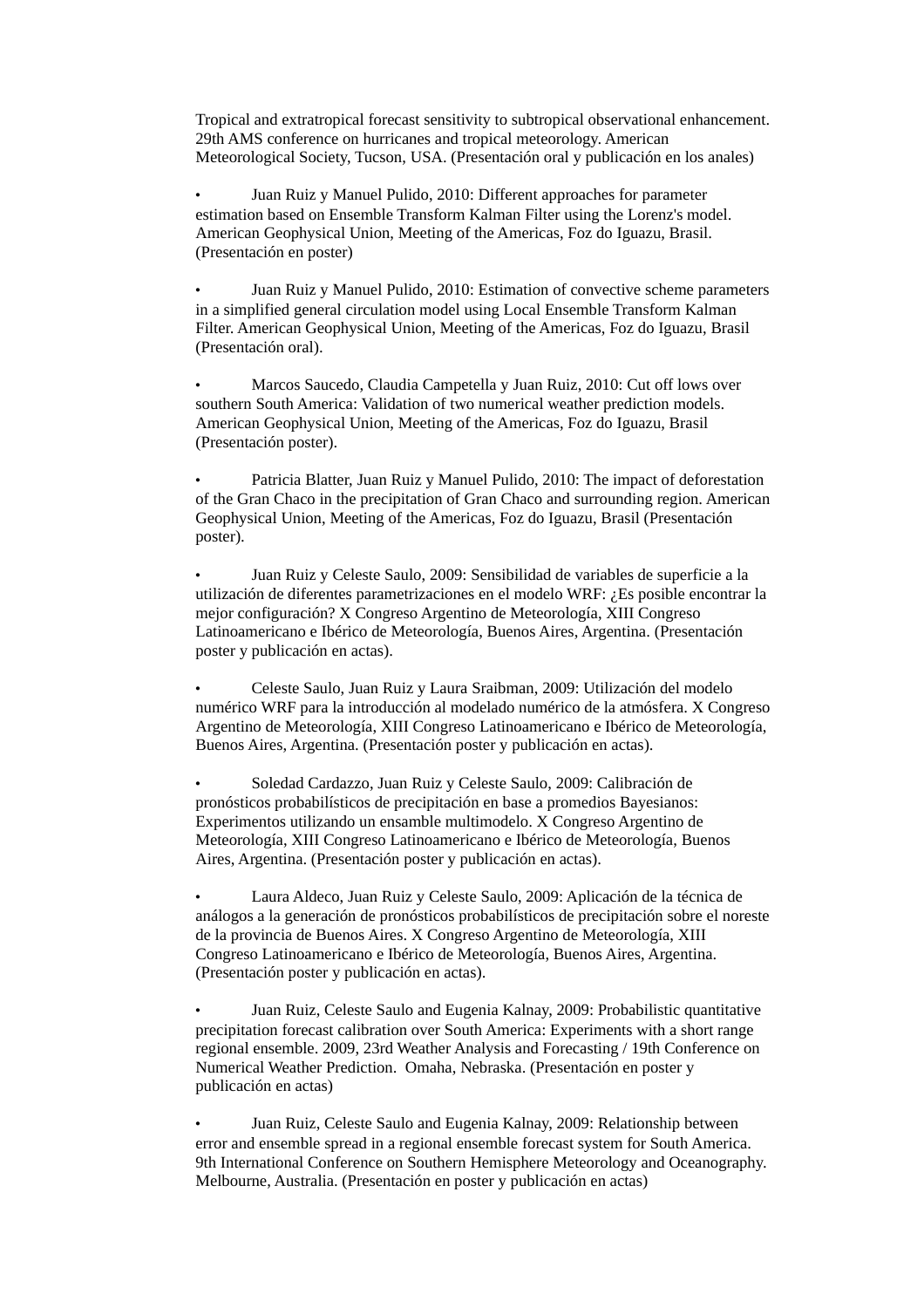Tropical and extratropical forecast sensitivity to subtropical observational enhancement. 29th AMS conference on hurricanes and tropical meteorology. American Meteorological Society, Tucson, USA. (Presentación oral y publicación en los anales)

- Juan Ruiz y Manuel Pulido, 2010: Different approaches for parameter estimation based on Ensemble Transform Kalman Filter using the Lorenz's model. American Geophysical Union, Meeting of the Americas, Foz do Iguazu, Brasil. (Presentación en poster)

- Juan Ruiz y Manuel Pulido, 2010: Estimation of convective scheme parameters in a simplified general circulation model using Local Ensemble Transform Kalman Filter. American Geophysical Union, Meeting of the Americas, Foz do Iguazu, Brasil (Presentación oral).

- Marcos Saucedo, Claudia Campetella y Juan Ruiz, 2010: Cut off lows over southern South America: Validation of two numerical weather prediction models. American Geophysical Union, Meeting of the Americas, Foz do Iguazu, Brasil (Presentación poster).

- Patricia Blatter, Juan Ruiz y Manuel Pulido, 2010: The impact of deforestation of the Gran Chaco in the precipitation of Gran Chaco and surrounding region. American Geophysical Union, Meeting of the Americas, Foz do Iguazu, Brasil (Presentación poster).

- Juan Ruiz y Celeste Saulo, 2009: Sensibilidad de variables de superficie a la utilización de diferentes parametrizaciones en el modelo WRF: ¿Es posible encontrar la mejor configuración? X Congreso Argentino de Meteorología, XIII Congreso Latinoamericano e Ibérico de Meteorología, Buenos Aires, Argentina. (Presentación poster y publicación en actas).

- Celeste Saulo, Juan Ruiz y Laura Sraibman, 2009: Utilización del modelo numérico WRF para la introducción al modelado numérico de la atmósfera. X Congreso Argentino de Meteorología, XIII Congreso Latinoamericano e Ibérico de Meteorología, Buenos Aires, Argentina. (Presentación poster y publicación en actas).

- Soledad Cardazzo, Juan Ruiz y Celeste Saulo, 2009: Calibración de pronósticos probabilísticos de precipitación en base a promedios Bayesianos: Experimentos utilizando un ensamble multimodelo. X Congreso Argentino de Meteorología, XIII Congreso Latinoamericano e Ibérico de Meteorología, Buenos Aires, Argentina. (Presentación poster y publicación en actas).

- Laura Aldeco, Juan Ruiz y Celeste Saulo, 2009: Aplicación de la técnica de análogos a la generación de pronósticos probabilísticos de precipitación sobre el noreste de la provincia de Buenos Aires. X Congreso Argentino de Meteorología, XIII Congreso Latinoamericano e Ibérico de Meteorología, Buenos Aires, Argentina. (Presentación poster y publicación en actas).

- Juan Ruiz, Celeste Saulo and Eugenia Kalnay, 2009: Probabilistic quantitative precipitation forecast calibration over South America: Experiments with a short range regional ensemble. 2009, 23rd Weather Analysis and Forecasting / 19th Conference on Numerical Weather Prediction. Omaha, Nebraska. (Presentación en poster y publicación en actas)

- Juan Ruiz, Celeste Saulo and Eugenia Kalnay, 2009: Relationship between error and ensemble spread in a regional ensemble forecast system for South America. 9th International Conference on Southern Hemisphere Meteorology and Oceanography. Melbourne, Australia. (Presentación en poster y publicación en actas)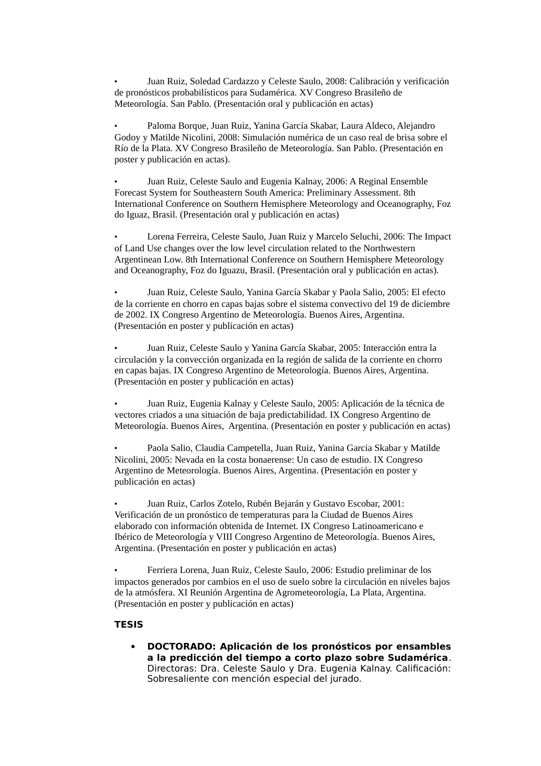- Juan Ruiz, Soledad Cardazzo y Celeste Saulo, 2008: Calibración y verificación de pronósticos probabilísticos para Sudamérica. XV Congreso Brasileño de Meteorología. San Pablo. (Presentación oral y publicación en actas)

- Paloma Borque, Juan Ruiz, Yanina García Skabar, Laura Aldeco, Alejandro Godoy y Matilde Nicolini, 2008: Simulación numérica de un caso real de brisa sobre el Río de la Plata. XV Congreso Brasileño de Meteorología. San Pablo. (Presentación en poster y publicación en actas).

- Juan Ruiz, Celeste Saulo and Eugenia Kalnay, 2006: A Reginal Ensemble Forecast System for Southeastern South America: Preliminary Assessment. 8th International Conference on Southern Hemisphere Meteorology and Oceanography, Foz do Iguaz, Brasil. (Presentación oral y publicación en actas)

- Lorena Ferreira, Celeste Saulo, Juan Ruiz y Marcelo Seluchi, 2006: The Impact of Land Use changes over the low level circulation related to the Northwestern Argentinean Low. 8th International Conference on Southern Hemisphere Meteorology and Oceanography, Foz do Iguazu, Brasil. (Presentación oral y publicación en actas).

- Juan Ruiz, Celeste Saulo, Yanina García Skabar y Paola Salio, 2005: El efecto de la corriente en chorro en capas bajas sobre el sistema convectivo del 19 de diciembre de 2002. IX Congreso Argentino de Meteorología. Buenos Aires, Argentina. (Presentación en poster y publicación en actas)

- Juan Ruiz, Celeste Saulo y Yanina García Skabar, 2005: Interacción entra la circulación y la convección organizada en la región de salida de la corriente en chorro en capas bajas. IX Congreso Argentino de Meteorología. Buenos Aires, Argentina. (Presentación en poster y publicación en actas)

- Juan Ruiz, Eugenia Kalnay y Celeste Saulo, 2005: Aplicación de la técnica de vectores criados a una situación de baja predictabilidad. IX Congreso Argentino de Meteorología. Buenos Aires, Argentina. (Presentación en poster y publicación en actas)

- Paola Salio, Claudia Campetella, Juan Ruiz, Yanina Garcia Skabar y Matilde Nicolini, 2005: Nevada en la costa bonaerense: Un caso de estudio. IX Congreso Argentino de Meteorología. Buenos Aires, Argentina. (Presentación en poster y publicación en actas)

- Juan Ruiz, Carlos Zotelo, Rubén Bejarán y Gustavo Escobar, 2001: Verificación de un pronóstico de temperaturas para la Ciudad de Buenos Aires elaborado con información obtenida de Internet. IX Congreso Latinoamericano e Ibérico de Meteorología y VIII Congreso Argentino de Meteorología. Buenos Aires, Argentina. (Presentación en poster y publicación en actas)

- Ferriera Lorena, Juan Ruiz, Celeste Saulo, 2006: Estudio preliminar de los impactos generados por cambios en el uso de suelo sobre la circulación en niveles bajos de la atmósfera. XI Reunión Argentina de Agrometeorología, La Plata, Argentina. (Presentación en poster y publicación en actas)

**TESIS**

- **DOCTORADO: Aplicación de los pronósticos por ensambles a la predicción del tiempo a corto plazo sobre Sudamérica**. Directoras: Dra. Celeste Saulo y Dra. Eugenia Kalnay. Calificación: Sobresaliente con mención especial del jurado.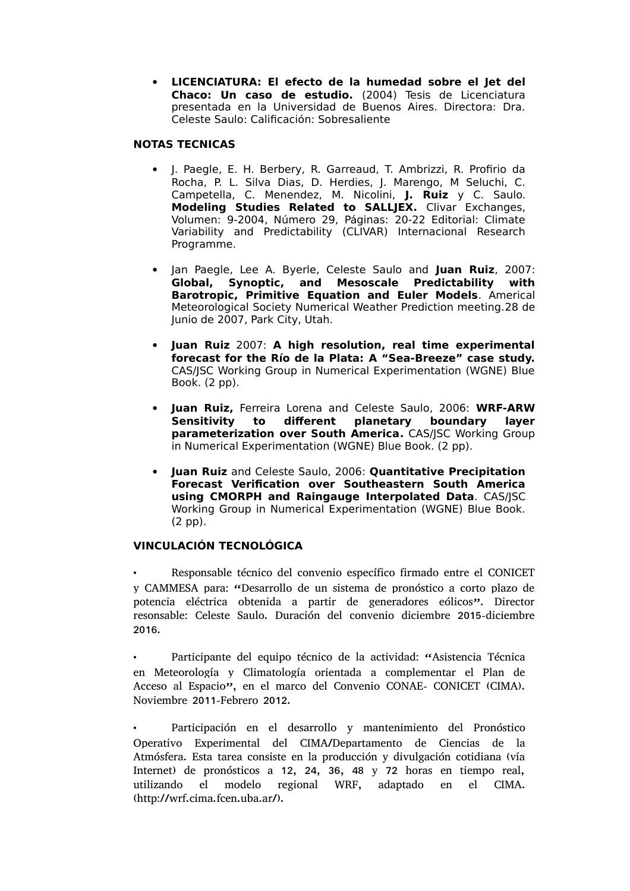- **LICENCIATURA: El efecto de la humedad sobre el Jet del Chaco: Un caso de estudio.** (2004) Tesis de Licenciatura presentada en la Universidad de Buenos Aires. Directora: Dra. Celeste Saulo: Calificación: Sobresaliente

**NOTAS TECNICAS**

- J. Paegle, E. H. Berbery, R. Garreaud, T. Ambrizzi, R. Profirio da Rocha, P. L. Silva Dias, D. Herdies, J. Marengo, M Seluchi, C. Campetella, C. Menendez, M. Nicolini, **J. Ruiz** y C. Saulo. **Modeling Studies Related to SALLJEX.** Clivar Exchanges, Volumen: 9-2004, Número 29, Páginas: 20-22 Editorial: Climate Variability and Predictability (CLIVAR) Internacional Research Programme.

- Jan Paegle, Lee A. Byerle, Celeste Saulo and **Juan Ruiz**, 2007: **Global, Synoptic, and Mesoscale Predictability with Barotropic, Primitive Equation and Euler Models**. Americal Meteorological Society Numerical Weather Prediction meeting.28 de Junio de 2007, Park City, Utah.

- **Juan Ruiz** 2007: **A high resolution, real time experimental forecast for the Río de la Plata: A "Sea-Breeze" case study.** CAS/JSC Working Group in Numerical Experimentation (WGNE) Blue Book. (2 pp).

- **Juan Ruiz,** Ferreira Lorena and Celeste Saulo, 2006: **WRF-ARW Sensitivity to different planetary boundary layer parameterization over South America.** CAS/JSC Working Group in Numerical Experimentation (WGNE) Blue Book. (2 pp).

- **Juan Ruiz** and Celeste Saulo, 2006: **Quantitative Precipitation Forecast Verification over Southeastern South America using CMORPH and Raingauge Interpolated Data**. CAS/JSC Working Group in Numerical Experimentation (WGNE) Blue Book. (2 pp).

**VINCULACIÓN TECNOLÓGICA**

- Responsable técnico del convenio específico firmado entre el CONICET y CAMMESA para: "Desarrollo de un sistema de pronóstico a corto plazo de potencia eléctrica obtenida a partir de generadores eólicos". Director resonsable: Celeste Saulo. Duración del convenio diciembre 2015-diciembre 2016.

- Participante del equipo técnico de la actividad: "Asistencia Técnica en Meteorología y Climatología orientada a complementar el Plan de Acceso al Espacio", en el marco del Convenio CONAE- CONICET (CIMA). Noviembre 2011-Febrero 2012.

- Participación en el desarrollo y mantenimiento del Pronóstico Operativo Experimental del CIMA/Departamento de Ciencias de la Atmósfera. Esta tarea consiste en la producción y divulgación cotidiana (vía Internet) de pronósticos a 12, 24, 36, 48 y 72 horas en tiempo real, utilizando el modelo regional WRF, adaptado en el CIMA. (http://wrf.cima.fcen.uba.ar/).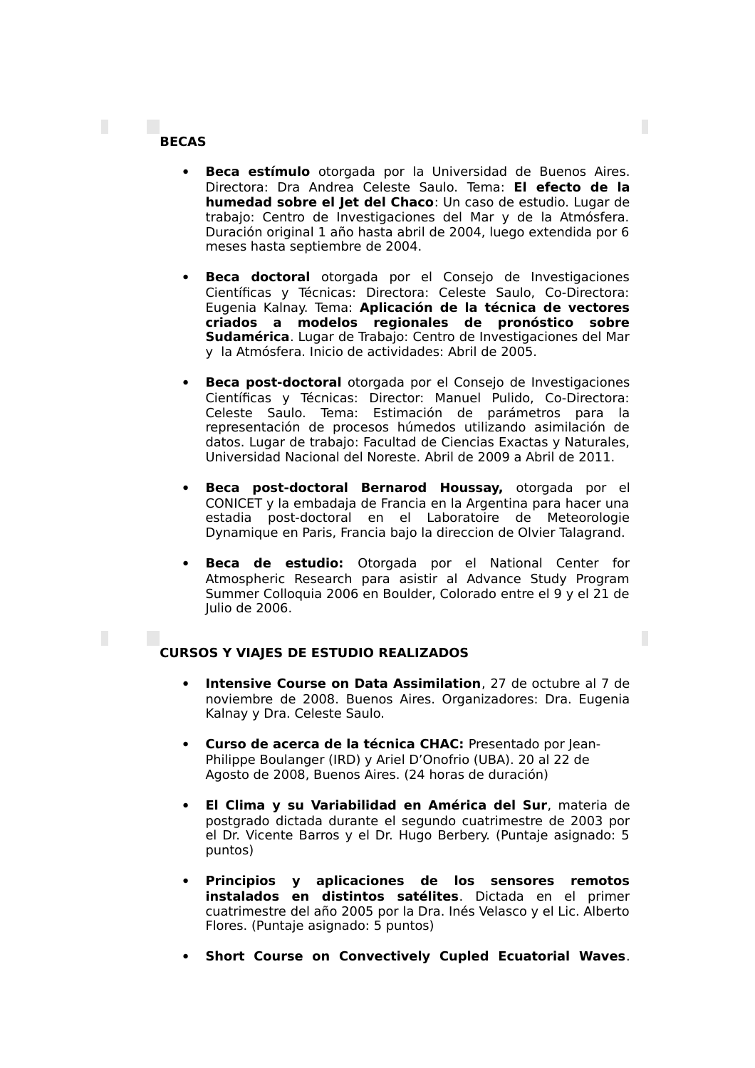**BECAS**

- **Beca estímulo** otorgada por la Universidad de Buenos Aires. Directora: Dra Andrea Celeste Saulo. Tema: **El efecto de la humedad sobre el Jet del Chaco**: Un caso de estudio. Lugar de trabajo: Centro de Investigaciones del Mar y de la Atmósfera. Duración original 1 año hasta abril de 2004, luego extendida por 6 meses hasta septiembre de 2004.

- **Beca doctoral** otorgada por el Consejo de Investigaciones Científicas y Técnicas: Directora: Celeste Saulo, Co-Directora: Eugenia Kalnay. Tema: **Aplicación de la técnica de vectores criados a modelos regionales de pronóstico sobre Sudamérica**. Lugar de Trabajo: Centro de Investigaciones del Mar y la Atmósfera. Inicio de actividades: Abril de 2005.

- **Beca post-doctoral** otorgada por el Consejo de Investigaciones Científicas y Técnicas: Director: Manuel Pulido, Co-Directora: Celeste Saulo. Tema: Estimación de parámetros para la representación de procesos húmedos utilizando asimilación de datos. Lugar de trabajo: Facultad de Ciencias Exactas y Naturales, Universidad Nacional del Noreste. Abril de 2009 a Abril de 2011.

- **Beca post-doctoral Bernarod Houssay,** otorgada por el CONICET y la embajada de Francia en la Argentina para hacer una estadia post-doctoral en el Laboratoire de Meteorologie Dynamique en Paris, Francia bajo la direccion de Olvier Talagrand.

- **Beca de estudio:** Otorgada por el National Center for Atmospheric Research para asistir al Advance Study Program Summer Colloquia 2006 en Boulder, Colorado entre el 9 y el 21 de Julio de 2006.

**CURSOS Y VIAJES DE ESTUDIO REALIZADOS**

- **Intensive Course on Data Assimilation**, 27 de octubre al 7 de noviembre de 2008. Buenos Aires. Organizadores: Dra. Eugenia Kalnay y Dra. Celeste Saulo.

- **Curso de acerca de la técnica CHAC:** Presentado por Jean-Philippe Boulanger (IRD) y Ariel D'Onofrio (UBA). 20 al 22 de Agosto de 2008, Buenos Aires. (24 horas de duración)

- **El Clima y su Variabilidad en América del Sur**, materia de postgrado dictada durante el segundo cuatrimestre de 2003 por el Dr. Vicente Barros y el Dr. Hugo Berbery. (Puntaje asignado: 5 puntos)

- **Principios y aplicaciones de los sensores remotos instalados en distintos satélites**. Dictada en el primer cuatrimestre del año 2005 por la Dra. Inés Velasco y el Lic. Alberto Flores. (Puntaje asignado: 5 puntos)

- **Short Course on Convectively Cupled Ecuatorial Waves**.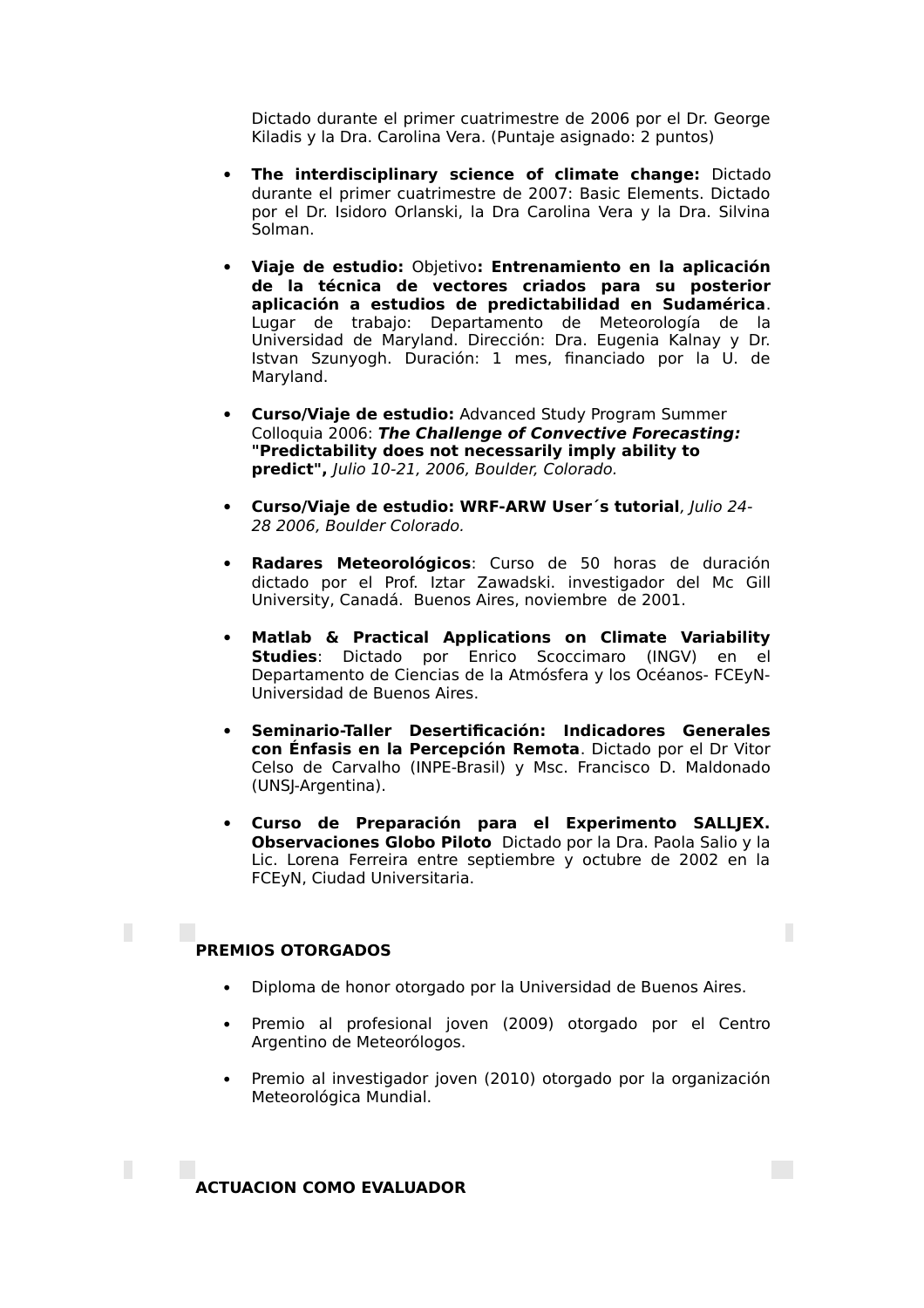Dictado durante el primer cuatrimestre de 2006 por el Dr. George Kiladis y la Dra. Carolina Vera. (Puntaje asignado: 2 puntos)

- **The interdisciplinary science of climate change:** Dictado durante el primer cuatrimestre de 2007: Basic Elements. Dictado por el Dr. Isidoro Orlanski, la Dra Carolina Vera y la Dra. Silvina Solman.

- **Viaje de estudio:** Objetivo**: Entrenamiento en la aplicación de la técnica de vectores criados para su posterior aplicación a estudios de predictabilidad en Sudamérica**. Lugar de trabajo: Departamento de Meteorología de la Universidad de Maryland. Dirección: Dra. Eugenia Kalnay y Dr. Istvan Szunyogh. Duración: 1 mes, financiado por la U. de Maryland.

- **Curso/Viaje de estudio:** Advanced Study Program Summer Colloquia 2006: ***The Challenge of Convective Forecasting:* "Predictability does not necessarily imply ability to predict",** *Julio 10-21, 2006, Boulder, Colorado.*

- **Curso/Viaje de estudio: WRF-ARW User´s tutorial***, Julio 24-28 2006, Boulder Colorado.*

- **Radares Meteorológicos**: Curso de 50 horas de duración dictado por el Prof. Iztar Zawadski. investigador del Mc Gill University, Canadá. Buenos Aires, noviembre de 2001.

- **Matlab & Practical Applications on Climate Variability Studies**: Dictado por Enrico Scoccimaro (INGV) en el Departamento de Ciencias de la Atmósfera y los Océanos- FCEyN-Universidad de Buenos Aires.

- **Seminario-Taller Desertificación: Indicadores Generales con Énfasis en la Percepción Remota**. Dictado por el Dr Vitor Celso de Carvalho (INPE-Brasil) y Msc. Francisco D. Maldonado (UNSJ-Argentina).

- **Curso de Preparación para el Experimento SALLJEX. Observaciones Globo Piloto** Dictado por la Dra. Paola Salio y la Lic. Lorena Ferreira entre septiembre y octubre de 2002 en la FCEyN, Ciudad Universitaria.

**PREMIOS OTORGADOS**

- Diploma de honor otorgado por la Universidad de Buenos Aires.

- Premio al profesional joven (2009) otorgado por el Centro Argentino de Meteorólogos.

- Premio al investigador joven (2010) otorgado por la organización Meteorológica Mundial.

**ACTUACION COMO EVALUADOR**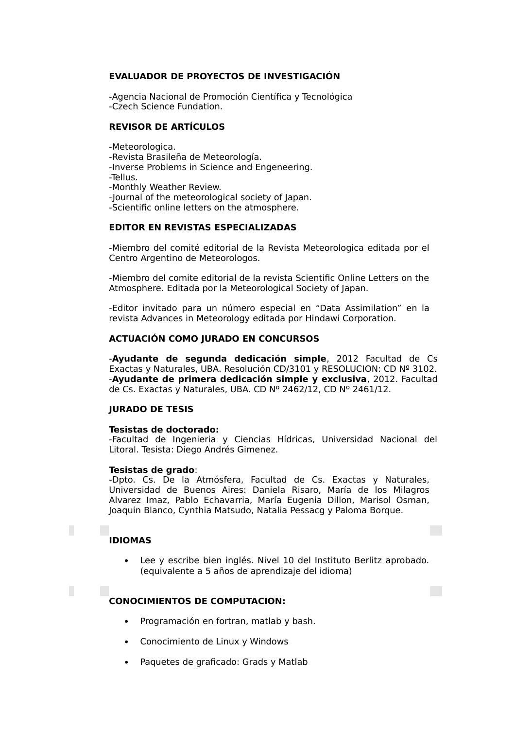**EVALUADOR DE PROYECTOS DE INVESTIGACIÓN**

-Agencia Nacional de Promoción Científica y Tecnológica
-Czech Science Fundation.

**REVISOR DE ARTÍCULOS**

-Meteorologica.
-Revista Brasileña de Meteorología.
-Inverse Problems in Science and Engeneering.
-Tellus.
-Monthly Weather Review.
-Journal of the meteorological society of Japan.
-Scientific online letters on the atmosphere.

**EDITOR EN REVISTAS ESPECIALIZADAS**

-Miembro del comité editorial de la Revista Meteorologica editada por el Centro Argentino de Meteorologos.

-Miembro del comite editorial de la revista Scientific Online Letters on the Atmosphere. Editada por la Meteorological Society of Japan.

-Editor invitado para un número especial en “Data Assimilation” en la revista Advances in Meteorology editada por Hindawi Corporation.

**ACTUACIÓN COMO JURADO EN CONCURSOS**

-**Ayudante de segunda dedicación simple**, 2012 Facultad de Cs Exactas y Naturales, UBA. Resolución CD/3101 y RESOLUCION: CD Nº 3102.
-**Ayudante de primera dedicación simple y exclusiva**, 2012. Facultad de Cs. Exactas y Naturales, UBA. CD Nº 2462/12, CD Nº 2461/12.

**JURADO DE TESIS**

**Tesistas de doctorado:**
-Facultad de Ingenieria y Ciencias Hídricas, Universidad Nacional del Litoral. Tesista: Diego Andrés Gimenez.

**Tesistas de grado**:
-Dpto. Cs. De la Atmósfera, Facultad de Cs. Exactas y Naturales, Universidad de Buenos Aires: Daniela Risaro, María de los Milagros Alvarez Imaz, Pablo Echavarria, María Eugenia Dillon, Marisol Osman, Joaquin Blanco, Cynthia Matsudo, Natalia Pessacg y Paloma Borque.

**IDIOMAS**

- Lee y escribe bien inglés. Nivel 10 del Instituto Berlitz aprobado. (equivalente a 5 años de aprendizaje del idioma)

**CONOCIMIENTOS DE COMPUTACION:**

- Programación en fortran, matlab y bash.
- Conocimiento de Linux y Windows
- Paquetes de graficado: Grads y Matlab